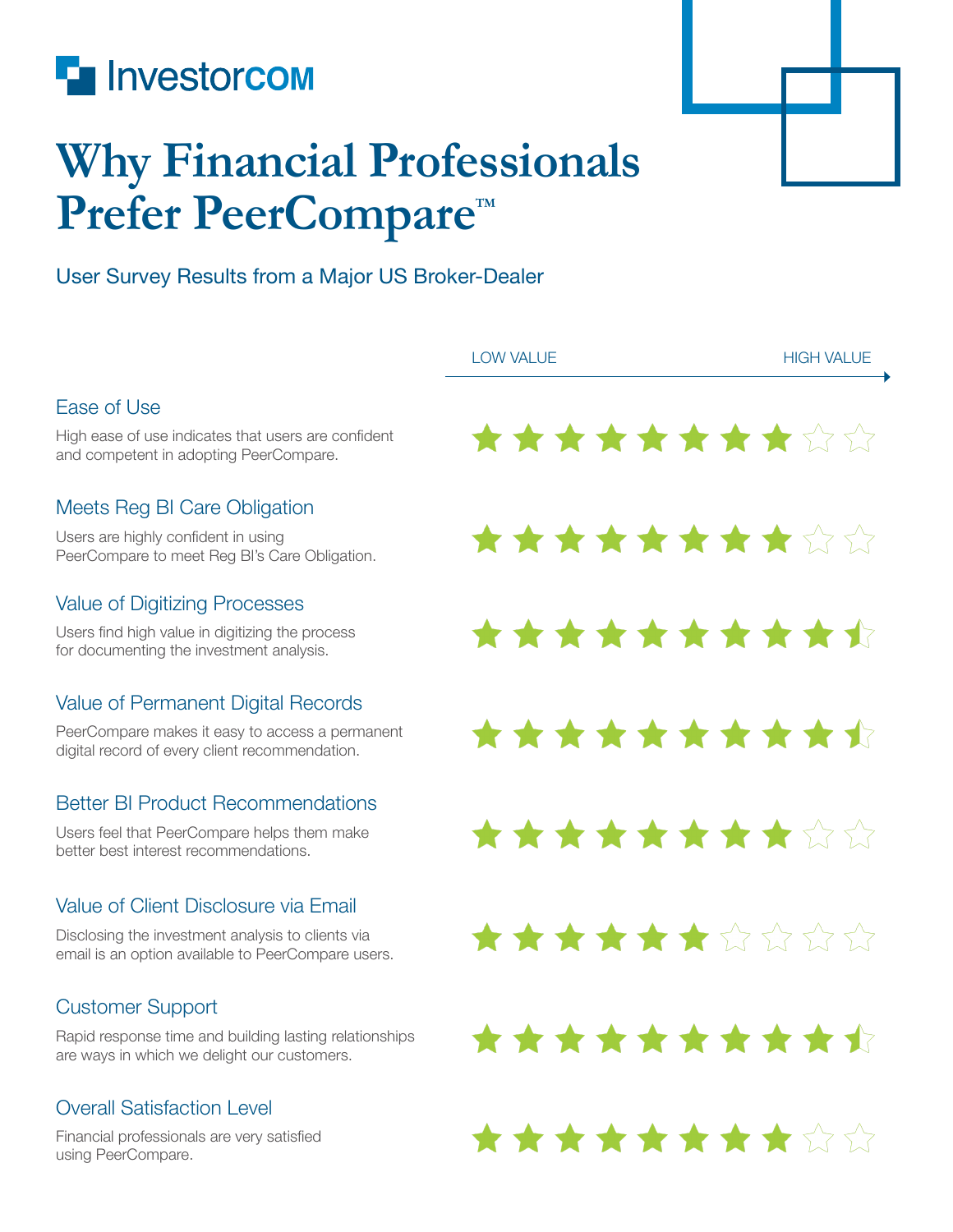Investor**COM**

# Why Financial Professionals Prefer PeerCompare™

User Survey Results from a Major US Broker-Dealer

LOW VALUE → HIGH VALUE

## Ease of Use

High ease of use indicates that users are confident and competent in adopting PeerCompare.

★★★★★★★★☆☆

## Meets Reg BI Care Obligation

Users are highly confident in using PeerCompare to meet Reg BI's Care Obligation.

★★★★★★★★☆☆

## Value of Digitizing Processes

Users find high value in digitizing the process for documenting the investment analysis.

★★★★★★★★★½

## Value of Permanent Digital Records

PeerCompare makes it easy to access a permanent digital record of every client recommendation.

★★★★★★★★★½

## Better BI Product Recommendations

Users feel that PeerCompare helps them make better best interest recommendations.

★★★★★★★★☆☆

## Value of Client Disclosure via Email

Disclosing the investment analysis to clients via email is an option available to PeerCompare users.

★★★★★★☆☆☆☆

## Customer Support

Rapid response time and building lasting relationships are ways in which we delight our customers.

★★★★★★★★★½

## Overall Satisfaction Level

Financial professionals are very satisfied using PeerCompare.

★★★★★★★★☆☆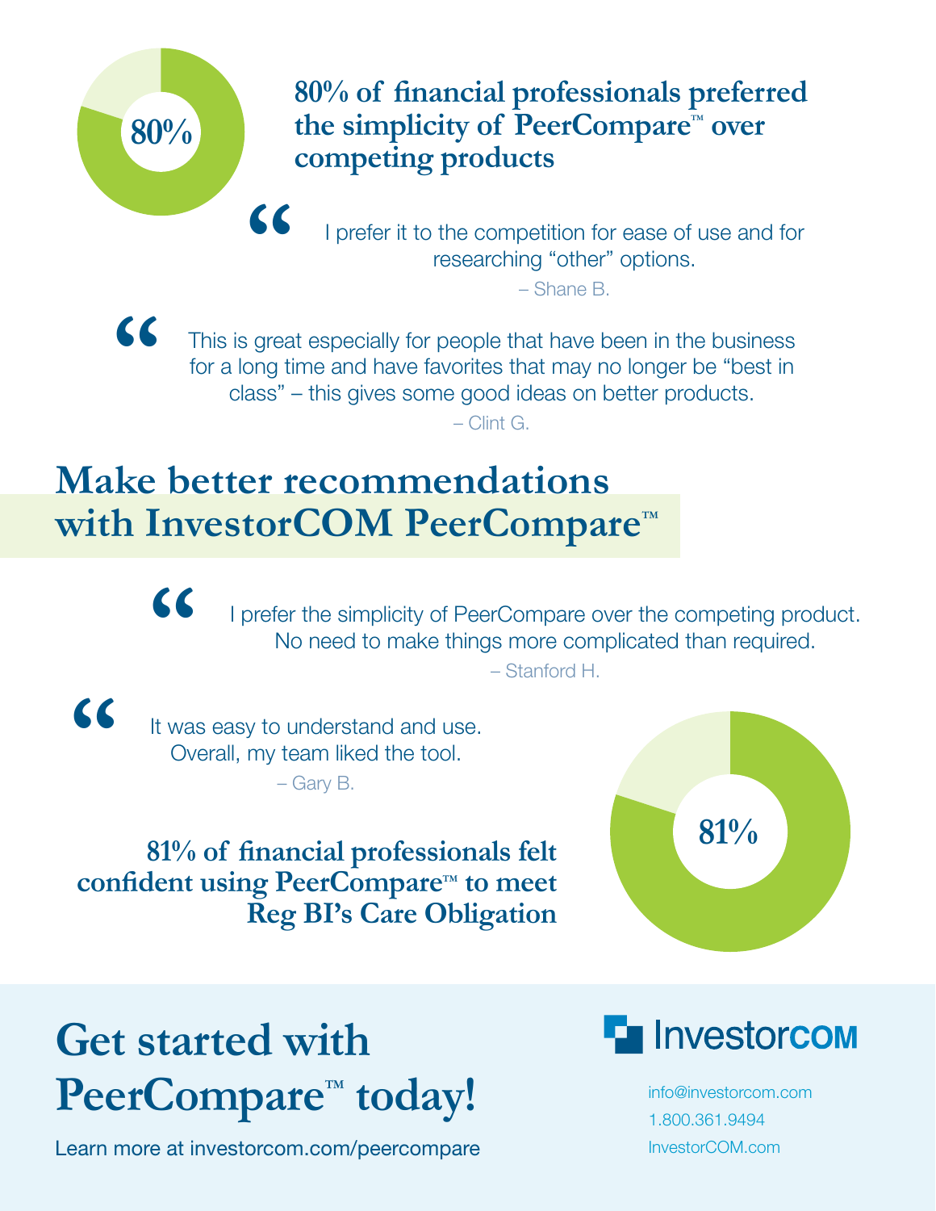80%

**80% of financial professionals preferred the simplicity of PeerCompare™ over competing products**

> I prefer it to the competition for ease of use and for researching "other" options.
>
> – Shane B.

> This is great especially for people that have been in the business for a long time and have favorites that may no longer be "best in class" – this gives some good ideas on better products.
>
> – Clint G.

## Make better recommendations with InvestorCOM PeerCompare™

> I prefer the simplicity of PeerCompare over the competing product. No need to make things more complicated than required.
>
> – Stanford H.

> It was easy to understand and use. Overall, my team liked the tool.
>
> – Gary B.

**81% of financial professionals felt confident using PeerCompare™ to meet Reg BI's Care Obligation**

81%

## Get started with PeerCompare™ today!

Learn more at investorcom.com/peercompare

InvestorCOM

info@investorcom.com
1.800.361.9494
InvestorCOM.com